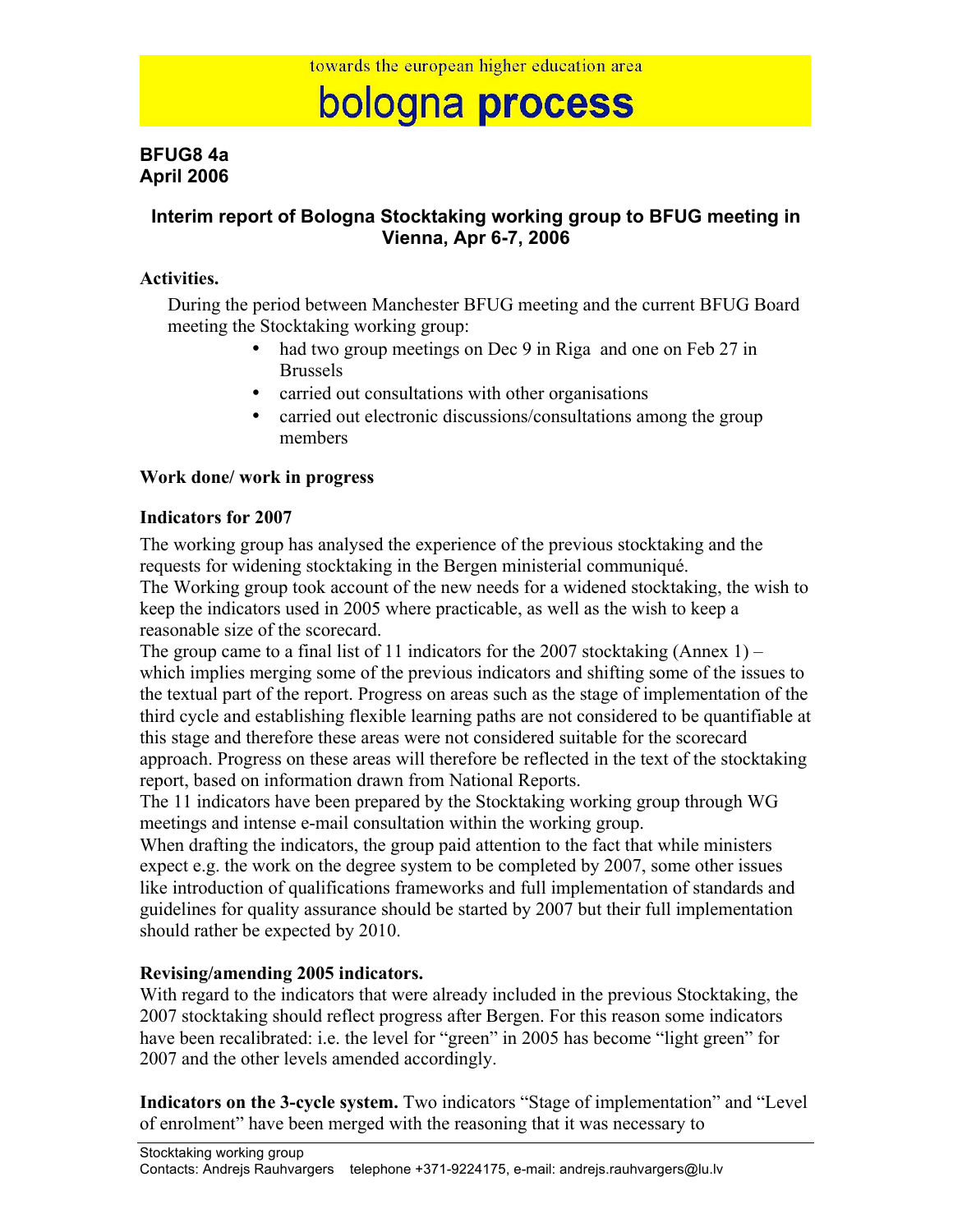towards the european higher education area

# bologna process

**BFUG8 4a**
**April 2006**

## Interim report of Bologna Stocktaking working group to BFUG meeting in Vienna, Apr 6-7, 2006

### Activities.

During the period between Manchester BFUG meeting and the current BFUG Board meeting the Stocktaking working group:

- had two group meetings on Dec 9 in Riga and one on Feb 27 in Brussels
- carried out consultations with other organisations
- carried out electronic discussions/consultations among the group members

### Work done/ work in progress

### Indicators for 2007

The working group has analysed the experience of the previous stocktaking and the requests for widening stocktaking in the Bergen ministerial communiqué.
The Working group took account of the new needs for a widened stocktaking, the wish to keep the indicators used in 2005 where practicable, as well as the wish to keep a reasonable size of the scorecard.
The group came to a final list of 11 indicators for the 2007 stocktaking (Annex 1) – which implies merging some of the previous indicators and shifting some of the issues to the textual part of the report. Progress on areas such as the stage of implementation of the third cycle and establishing flexible learning paths are not considered to be quantifiable at this stage and therefore these areas were not considered suitable for the scorecard approach. Progress on these areas will therefore be reflected in the text of the stocktaking report, based on information drawn from National Reports.
The 11 indicators have been prepared by the Stocktaking working group through WG meetings and intense e-mail consultation within the working group.
When drafting the indicators, the group paid attention to the fact that while ministers expect e.g. the work on the degree system to be completed by 2007, some other issues like introduction of qualifications frameworks and full implementation of standards and guidelines for quality assurance should be started by 2007 but their full implementation should rather be expected by 2010.

### Revising/amending 2005 indicators.

With regard to the indicators that were already included in the previous Stocktaking, the 2007 stocktaking should reflect progress after Bergen. For this reason some indicators have been recalibrated: i.e. the level for "green" in 2005 has become "light green" for 2007 and the other levels amended accordingly.

**Indicators on the 3-cycle system.** Two indicators "Stage of implementation" and "Level of enrolment" have been merged with the reasoning that it was necessary to

Stocktaking working group
Contacts: Andrejs Rauhvargers telephone +371-9224175, e-mail: andrejs.rauhvargers@lu.lv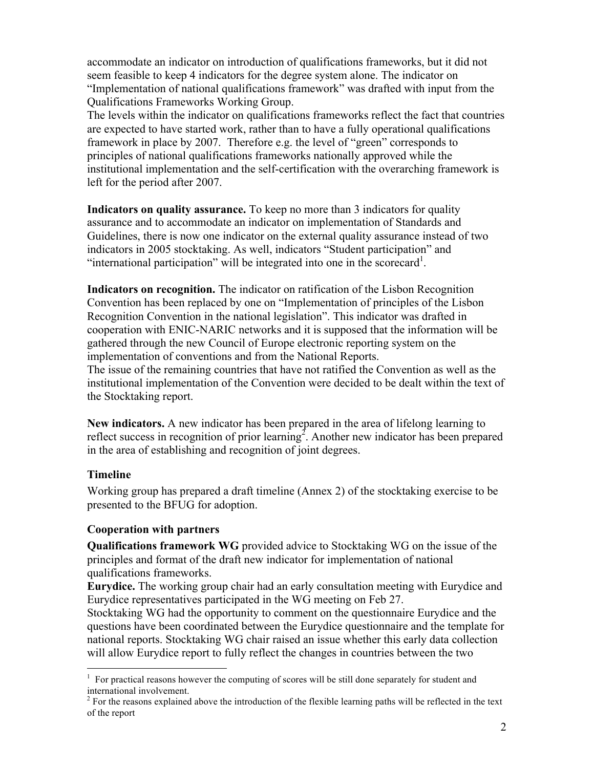accommodate an indicator on introduction of qualifications frameworks, but it did not seem feasible to keep 4 indicators for the degree system alone. The indicator on "Implementation of national qualifications framework" was drafted with input from the Qualifications Frameworks Working Group.

The levels within the indicator on qualifications frameworks reflect the fact that countries are expected to have started work, rather than to have a fully operational qualifications framework in place by 2007. Therefore e.g. the level of "green" corresponds to principles of national qualifications frameworks nationally approved while the institutional implementation and the self-certification with the overarching framework is left for the period after 2007.

**Indicators on quality assurance.** To keep no more than 3 indicators for quality assurance and to accommodate an indicator on implementation of Standards and Guidelines, there is now one indicator on the external quality assurance instead of two indicators in 2005 stocktaking. As well, indicators "Student participation" and "international participation" will be integrated into one in the scorecard[1].

**Indicators on recognition.** The indicator on ratification of the Lisbon Recognition Convention has been replaced by one on "Implementation of principles of the Lisbon Recognition Convention in the national legislation". This indicator was drafted in cooperation with ENIC-NARIC networks and it is supposed that the information will be gathered through the new Council of Europe electronic reporting system on the implementation of conventions and from the National Reports.

The issue of the remaining countries that have not ratified the Convention as well as the institutional implementation of the Convention were decided to be dealt within the text of the Stocktaking report.

**New indicators.** A new indicator has been prepared in the area of lifelong learning to reflect success in recognition of prior learning[2]. Another new indicator has been prepared in the area of establishing and recognition of joint degrees.

## Timeline

Working group has prepared a draft timeline (Annex 2) of the stocktaking exercise to be presented to the BFUG for adoption.

## Cooperation with partners

**Qualifications framework WG** provided advice to Stocktaking WG on the issue of the principles and format of the draft new indicator for implementation of national qualifications frameworks.

**Eurydice.** The working group chair had an early consultation meeting with Eurydice and Eurydice representatives participated in the WG meeting on Feb 27.

Stocktaking WG had the opportunity to comment on the questionnaire Eurydice and the questions have been coordinated between the Eurydice questionnaire and the template for national reports. Stocktaking WG chair raised an issue whether this early data collection will allow Eurydice report to fully reflect the changes in countries between the two

---

[1] For practical reasons however the computing of scores will be still done separately for student and international involvement.

[2] For the reasons explained above the introduction of the flexible learning paths will be reflected in the text of the report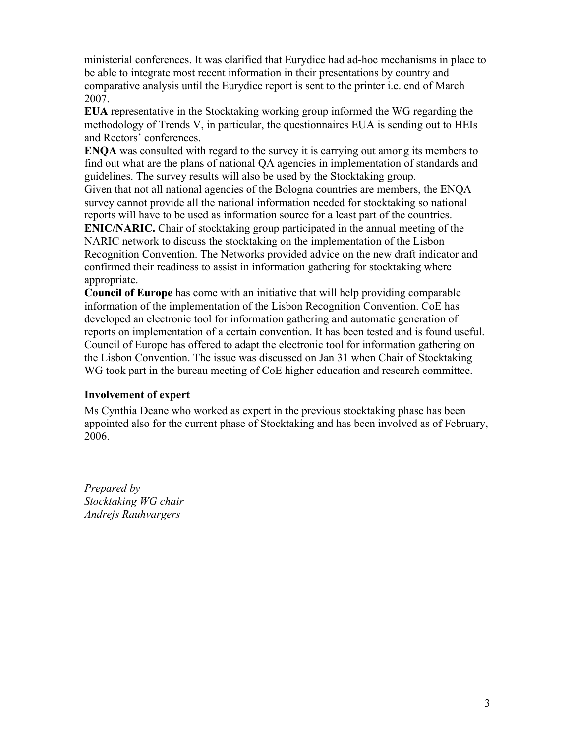ministerial conferences. It was clarified that Eurydice had ad-hoc mechanisms in place to be able to integrate most recent information in their presentations by country and comparative analysis until the Eurydice report is sent to the printer i.e. end of March 2007.

**EUA** representative in the Stocktaking working group informed the WG regarding the methodology of Trends V, in particular, the questionnaires EUA is sending out to HEIs and Rectors' conferences.

**ENQA** was consulted with regard to the survey it is carrying out among its members to find out what are the plans of national QA agencies in implementation of standards and guidelines. The survey results will also be used by the Stocktaking group.

Given that not all national agencies of the Bologna countries are members, the ENQA survey cannot provide all the national information needed for stocktaking so national reports will have to be used as information source for a least part of the countries.

**ENIC/NARIC.** Chair of stocktaking group participated in the annual meeting of the NARIC network to discuss the stocktaking on the implementation of the Lisbon Recognition Convention. The Networks provided advice on the new draft indicator and confirmed their readiness to assist in information gathering for stocktaking where appropriate.

**Council of Europe** has come with an initiative that will help providing comparable information of the implementation of the Lisbon Recognition Convention. CoE has developed an electronic tool for information gathering and automatic generation of reports on implementation of a certain convention. It has been tested and is found useful. Council of Europe has offered to adapt the electronic tool for information gathering on the Lisbon Convention. The issue was discussed on Jan 31 when Chair of Stocktaking WG took part in the bureau meeting of CoE higher education and research committee.

### Involvement of expert

Ms Cynthia Deane who worked as expert in the previous stocktaking phase has been appointed also for the current phase of Stocktaking and has been involved as of February, 2006.

*Prepared by*
*Stocktaking WG chair*
*Andrejs Rauhvargers*